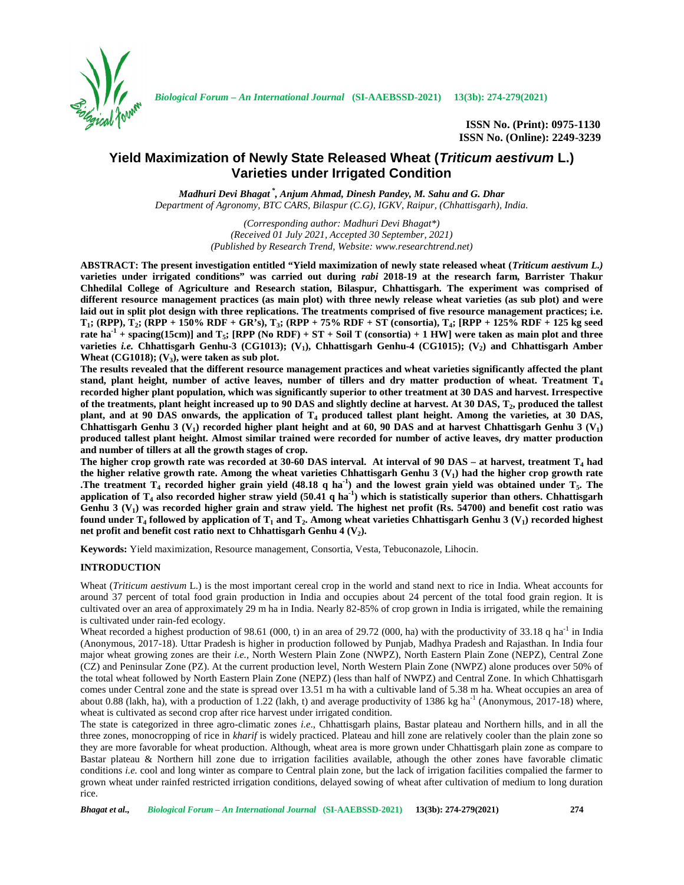ISSN No. (Print): 0975-1130
ISSN No. (Online): 2249-3239

# Yield Maximization of Newly State Released Wheat (*Triticum aestivum* L.) Varieties under Irrigated Condition

***Madhuri Devi Bhagat*\*, Anjum Ahmad, Dinesh Pandey, M. Sahu and G. Dhar***
*Department of Agronomy, BTC CARS, Bilaspur (C.G), IGKV, Raipur, (Chhattisgarh), India.*

*(Corresponding author: Madhuri Devi Bhagat\*)*
*(Received 01 July 2021, Accepted 30 September, 2021)*
*(Published by Research Trend, Website: www.researchtrend.net)*

**ABSTRACT: The present investigation entitled "Yield maximization of newly state released wheat (*Triticum aestivum L.)* varieties under irrigated conditions" was carried out during *rabi* 2018-19 at the research farm, Barrister Thakur Chhedilal College of Agriculture and Research station, Bilaspur, Chhattisgarh. The experiment was comprised of different resource management practices (as main plot) with three newly release wheat varieties (as sub plot) and were laid out in split plot design with three replications. The treatments comprised of five resource management practices; i.e. $T_1$; (RPP), $T_2$; (RPP + 150% RDF + GR's), $T_3$; (RPP + 75% RDF + ST (consortia), $T_4$; [RPP + 125% RDF + 125 kg seed rate $ha^{-1}$ + spacing(15cm)] and $T_5$; [RPP (No RDF) + ST + Soil T (consortia) + 1 HW] were taken as main plot and three varieties *i.e.* Chhattisgarh Genhu-3 (CG1013); ($V_1$), Chhattisgarh Genhu-4 (CG1015); ($V_2$) and Chhattisgarh Amber Wheat (CG1018); ($V_3$), were taken as sub plot.**

**The results revealed that the different resource management practices and wheat varieties significantly affected the plant stand, plant height, number of active leaves, number of tillers and dry matter production of wheat. Treatment $T_4$ recorded higher plant population, which was significantly superior to other treatment at 30 DAS and harvest. Irrespective of the treatments, plant height increased up to 90 DAS and slightly decline at harvest. At 30 DAS, $T_2$, produced the tallest plant, and at 90 DAS onwards, the application of $T_4$ produced tallest plant height. Among the varieties, at 30 DAS, Chhattisgarh Genhu 3 ($V_1$) recorded higher plant height and at 60, 90 DAS and at harvest Chhattisgarh Genhu 3 ($V_1$) produced tallest plant height. Almost similar trained were recorded for number of active leaves, dry matter production and number of tillers at all the growth stages of crop.**

**The higher crop growth rate was recorded at 30-60 DAS interval. At interval of 90 DAS – at harvest, treatment $T_4$ had the higher relative growth rate. Among the wheat varieties Chhattisgarh Genhu 3 ($V_1$) had the higher crop growth rate .The treatment $T_4$ recorded higher grain yield (48.18 q $ha^{-1}$) and the lowest grain yield was obtained under $T_5$. The application of $T_4$ also recorded higher straw yield (50.41 q $ha^{-1}$) which is statistically superior than others. Chhattisgarh Genhu 3 ($V_1$) was recorded higher grain and straw yield. The highest net profit (Rs. 54700) and benefit cost ratio was found under $T_4$ followed by application of $T_1$ and $T_2$. Among wheat varieties Chhattisgarh Genhu 3 ($V_1$) recorded highest net profit and benefit cost ratio next to Chhattisgarh Genhu 4 ($V_2$).**

**Keywords:** Yield maximization, Resource management, Consortia, Vesta, Tebuconazole, Lihocin.

## INTRODUCTION

Wheat (*Triticum aestivum* L.) is the most important cereal crop in the world and stand next to rice in India. Wheat accounts for around 37 percent of total food grain production in India and occupies about 24 percent of the total food grain region. It is cultivated over an area of approximately 29 m ha in India. Nearly 82-85% of crop grown in India is irrigated, while the remaining is cultivated under rain-fed ecology.

Wheat recorded a highest production of 98.61 (000, t) in an area of 29.72 (000, ha) with the productivity of 33.18 q $ha^{-1}$ in India (Anonymous, 2017-18). Uttar Pradesh is higher in production followed by Punjab, Madhya Pradesh and Rajasthan. In India four major wheat growing zones are their *i.e.*, North Western Plain Zone (NWPZ), North Eastern Plain Zone (NEPZ), Central Zone (CZ) and Peninsular Zone (PZ). At the current production level, North Western Plain Zone (NWPZ) alone produces over 50% of the total wheat followed by North Eastern Plain Zone (NEPZ) (less than half of NWPZ) and Central Zone. In which Chhattisgarh comes under Central zone and the state is spread over 13.51 m ha with a cultivable land of 5.38 m ha. Wheat occupies an area of about 0.88 (lakh, ha), with a production of 1.22 (lakh, t) and average productivity of 1386 kg $ha^{-1}$ (Anonymous, 2017-18) where, wheat is cultivated as second crop after rice harvest under irrigated condition.

The state is categorized in three agro-climatic zones *i.e*., Chhattisgarh plains, Bastar plateau and Northern hills, and in all the three zones, monocropping of rice in *kharif* is widely practiced. Plateau and hill zone are relatively cooler than the plain zone so they are more favorable for wheat production. Although, wheat area is more grown under Chhattisgarh plain zone as compare to Bastar plateau & Northern hill zone due to irrigation facilities available, although the other zones have favorable climatic conditions *i.e.* cool and long winter as compare to Central plain zone, but the lack of irrigation facilities compalied the farmer to grown wheat under rainfed restricted irrigation conditions, delayed sowing of wheat after cultivation of medium to long duration rice.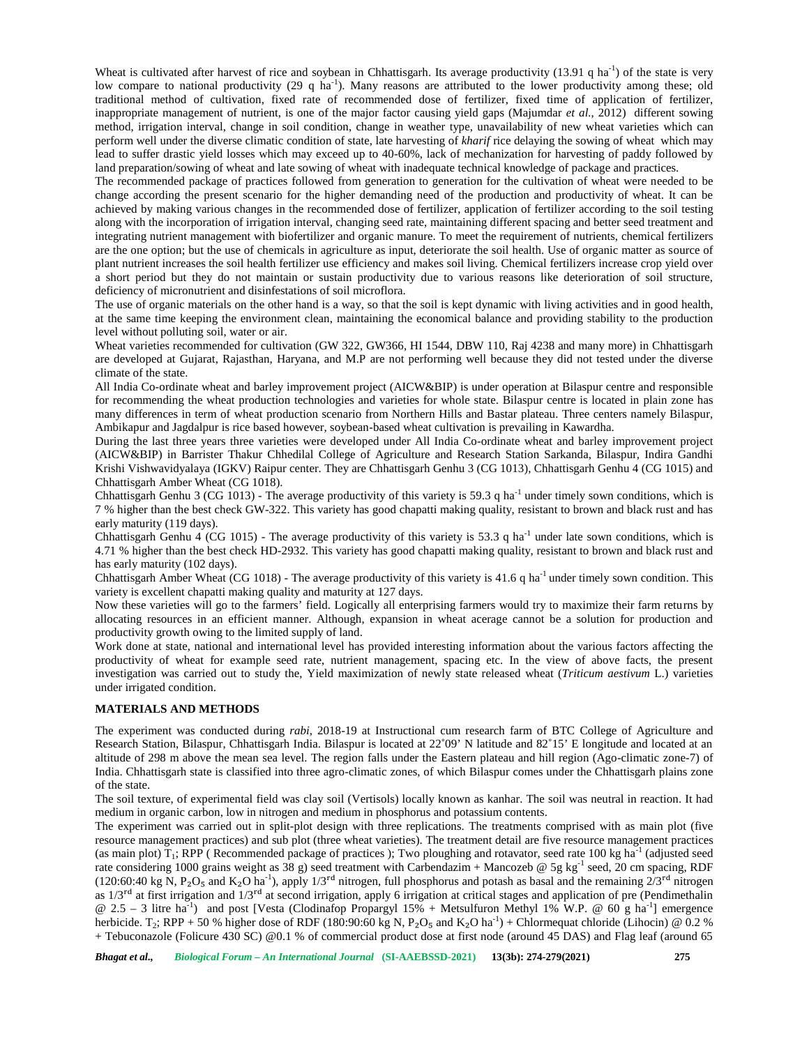Wheat is cultivated after harvest of rice and soybean in Chhattisgarh. Its average productivity (13.91 q ha$^{-1}$) of the state is very low compare to national productivity (29 q ha$^{-1}$). Many reasons are attributed to the lower productivity among these; old traditional method of cultivation, fixed rate of recommended dose of fertilizer, fixed time of application of fertilizer, inappropriate management of nutrient, is one of the major factor causing yield gaps (Majumdar *et al.,* 2012) different sowing method, irrigation interval, change in soil condition, change in weather type, unavailability of new wheat varieties which can perform well under the diverse climatic condition of state, late harvesting of *kharif* rice delaying the sowing of wheat which may lead to suffer drastic yield losses which may exceed up to 40-60%, lack of mechanization for harvesting of paddy followed by land preparation/sowing of wheat and late sowing of wheat with inadequate technical knowledge of package and practices.

The recommended package of practices followed from generation to generation for the cultivation of wheat were needed to be change according the present scenario for the higher demanding need of the production and productivity of wheat. It can be achieved by making various changes in the recommended dose of fertilizer, application of fertilizer according to the soil testing along with the incorporation of irrigation interval, changing seed rate, maintaining different spacing and better seed treatment and integrating nutrient management with biofertilizer and organic manure. To meet the requirement of nutrients, chemical fertilizers are the one option; but the use of chemicals in agriculture as input, deteriorate the soil health. Use of organic matter as source of plant nutrient increases the soil health fertilizer use efficiency and makes soil living. Chemical fertilizers increase crop yield over a short period but they do not maintain or sustain productivity due to various reasons like deterioration of soil structure, deficiency of micronutrient and disinfestations of soil microflora.

The use of organic materials on the other hand is a way, so that the soil is kept dynamic with living activities and in good health, at the same time keeping the environment clean, maintaining the economical balance and providing stability to the production level without polluting soil, water or air.

Wheat varieties recommended for cultivation (GW 322, GW366, HI 1544, DBW 110, Raj 4238 and many more) in Chhattisgarh are developed at Gujarat, Rajasthan, Haryana, and M.P are not performing well because they did not tested under the diverse climate of the state.

All India Co-ordinate wheat and barley improvement project (AICW&BIP) is under operation at Bilaspur centre and responsible for recommending the wheat production technologies and varieties for whole state. Bilaspur centre is located in plain zone has many differences in term of wheat production scenario from Northern Hills and Bastar plateau. Three centers namely Bilaspur, Ambikapur and Jagdalpur is rice based however, soybean-based wheat cultivation is prevailing in Kawardha.

During the last three years three varieties were developed under All India Co-ordinate wheat and barley improvement project (AICW&BIP) in Barrister Thakur Chhedilal College of Agriculture and Research Station Sarkanda, Bilaspur, Indira Gandhi Krishi Vishwavidyalaya (IGKV) Raipur center. They are Chhattisgarh Genhu 3 (CG 1013), Chhattisgarh Genhu 4 (CG 1015) and Chhattisgarh Amber Wheat (CG 1018).

Chhattisgarh Genhu 3 (CG 1013) - The average productivity of this variety is 59.3 q ha$^{-1}$ under timely sown conditions, which is 7 % higher than the best check GW-322. This variety has good chapatti making quality, resistant to brown and black rust and has early maturity (119 days).

Chhattisgarh Genhu 4 (CG 1015) - The average productivity of this variety is 53.3 q ha$^{-1}$ under late sown conditions, which is 4.71 % higher than the best check HD-2932. This variety has good chapatti making quality, resistant to brown and black rust and has early maturity (102 days).

Chhattisgarh Amber Wheat (CG 1018) - The average productivity of this variety is 41.6 q ha$^{-1}$ under timely sown condition. This variety is excellent chapatti making quality and maturity at 127 days.

Now these varieties will go to the farmers' field. Logically all enterprising farmers would try to maximize their farm returns by allocating resources in an efficient manner. Although, expansion in wheat acerage cannot be a solution for production and productivity growth owing to the limited supply of land.

Work done at state, national and international level has provided interesting information about the various factors affecting the productivity of wheat for example seed rate, nutrient management, spacing etc. In the view of above facts, the present investigation was carried out to study the, Yield maximization of newly state released wheat (*Triticum aestivum* L.) varieties under irrigated condition.

## MATERIALS AND METHODS

The experiment was conducted during *rabi*, 2018-19 at Instructional cum research farm of BTC College of Agriculture and Research Station, Bilaspur, Chhattisgarh India. Bilaspur is located at 22˚09' N latitude and 82˚15' E longitude and located at an altitude of 298 m above the mean sea level. The region falls under the Eastern plateau and hill region (Ago-climatic zone-7) of India. Chhattisgarh state is classified into three agro-climatic zones, of which Bilaspur comes under the Chhattisgarh plains zone of the state.

The soil texture, of experimental field was clay soil (Vertisols) locally known as kanhar. The soil was neutral in reaction. It had medium in organic carbon, low in nitrogen and medium in phosphorus and potassium contents.

The experiment was carried out in split-plot design with three replications. The treatments comprised with as main plot (five resource management practices) and sub plot (three wheat varieties). The treatment detail are five resource management practices (as main plot) $T_1$; RPP ( Recommended package of practices ); Two ploughing and rotavator, seed rate 100 kg ha$^{-1}$ (adjusted seed rate considering 1000 grains weight as 38 g) seed treatment with Carbendazim + Mancozeb @ 5g kg$^{-1}$ seed, 20 cm spacing, RDF (120:60:40 kg N, $P_2O_5$ and $K_2O$ ha$^{-1}$), apply 1/3$^{rd}$ nitrogen, full phosphorus and potash as basal and the remaining 2/3$^{rd}$ nitrogen as 1/3$^{rd}$ at first irrigation and 1/3$^{rd}$ at second irrigation, apply 6 irrigation at critical stages and application of pre (Pendimethalin @ 2.5 – 3 litre ha$^{-1}$) and post [Vesta (Clodinafop Propargyl 15% + Metsulfuron Methyl 1% W.P. @ 60 g ha$^{-1}$] emergence herbicide. $T_2$; RPP + 50 % higher dose of RDF (180:90:60 kg N, $P_2O_5$ and $K_2O$ ha$^{-1}$) + Chlormequat chloride (Lihocin) @ 0.2 % + Tebuconazole (Folicure 430 SC) @0.1 % of commercial product dose at first node (around 45 DAS) and Flag leaf (around 65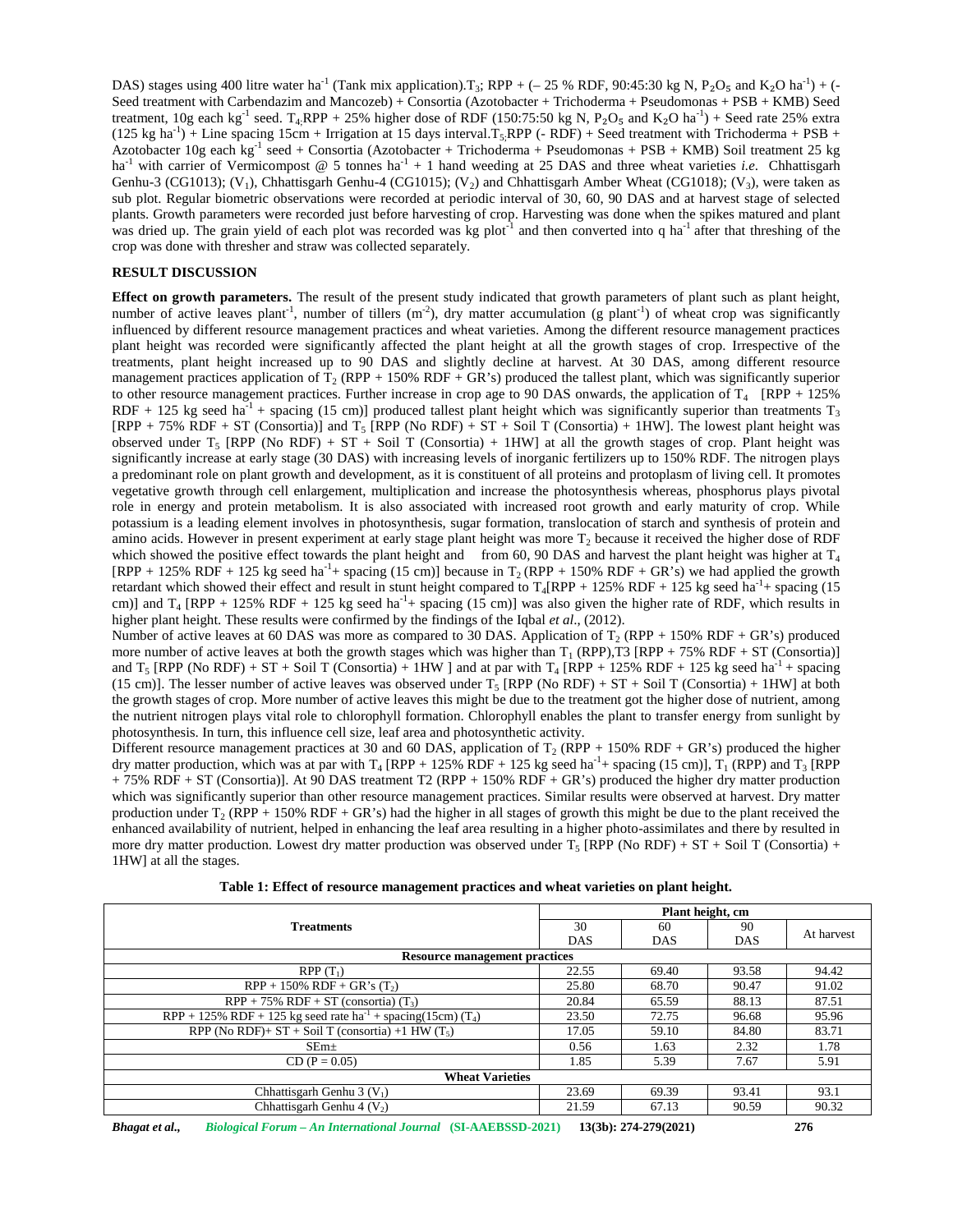DAS) stages using 400 litre water ha$^{-1}$ (Tank mix application).$T_3$; RPP + (– 25 % RDF, 90:45:30 kg N, $P_2O_5$ and $K_2O$ ha$^{-1}$) + (-Seed treatment with Carbendazim and Mancozeb) + Consortia (Azotobacter + Trichoderma + Pseudomonas + PSB + KMB) Seed treatment, 10g each kg$^{-1}$ seed. $T_4$ RPP + 25% higher dose of RDF (150:75:50 kg N, $P_2O_5$ and $K_2O$ ha$^{-1}$) + Seed rate 25% extra (125 kg ha$^{-1}$) + Line spacing 15cm + Irrigation at 15 days interval.$T_5$ RPP (- RDF) + Seed treatment with Trichoderma + PSB + Azotobacter 10g each kg$^{-1}$ seed + Consortia (Azotobacter + Trichoderma + Pseudomonas + PSB + KMB) Soil treatment 25 kg ha$^{-1}$ with carrier of Vermicompost @ 5 tonnes ha$^{-1}$ + 1 hand weeding at 25 DAS and three wheat varieties *i.e*. Chhattisgarh Genhu-3 (CG1013); ($V_1$), Chhattisgarh Genhu-4 (CG1015); ($V_2$) and Chhattisgarh Amber Wheat (CG1018); ($V_3$), were taken as sub plot. Regular biometric observations were recorded at periodic interval of 30, 60, 90 DAS and at harvest stage of selected plants. Growth parameters were recorded just before harvesting of crop. Harvesting was done when the spikes matured and plant was dried up. The grain yield of each plot was recorded was kg plot$^{-1}$ and then converted into q ha$^{-1}$ after that threshing of the crop was done with thresher and straw was collected separately.

## RESULT DISCUSSION

**Effect on growth parameters.** The result of the present study indicated that growth parameters of plant such as plant height, number of active leaves plant$^{-1}$, number of tillers (m$^{-2}$), dry matter accumulation (g plant$^{-1}$) of wheat crop was significantly influenced by different resource management practices and wheat varieties. Among the different resource management practices plant height was recorded were significantly affected the plant height at all the growth stages of crop. Irrespective of the treatments, plant height increased up to 90 DAS and slightly decline at harvest. At 30 DAS, among different resource management practices application of $T_2$ (RPP + 150% RDF + GR's) produced the tallest plant, which was significantly superior to other resource management practices. Further increase in crop age to 90 DAS onwards, the application of $T_4$ [RPP + 125% RDF + 125 kg seed ha$^{-1}$ + spacing (15 cm)] produced tallest plant height which was significantly superior than treatments $T_3$ [RPP + 75% RDF + ST (Consortia)] and $T_5$ [RPP (No RDF) + ST + Soil T (Consortia) + 1HW]. The lowest plant height was observed under $T_5$ [RPP (No RDF) + ST + Soil T (Consortia) + 1HW] at all the growth stages of crop. Plant height was significantly increase at early stage (30 DAS) with increasing levels of inorganic fertilizers up to 150% RDF. The nitrogen plays a predominant role on plant growth and development, as it is constituent of all proteins and protoplasm of living cell. It promotes vegetative growth through cell enlargement, multiplication and increase the photosynthesis whereas, phosphorus plays pivotal role in energy and protein metabolism. It is also associated with increased root growth and early maturity of crop. While potassium is a leading element involves in photosynthesis, sugar formation, translocation of starch and synthesis of protein and amino acids. However in present experiment at early stage plant height was more $T_2$ because it received the higher dose of RDF which showed the positive effect towards the plant height and from 60, 90 DAS and harvest the plant height was higher at $T_4$ [RPP + 125% RDF + 125 kg seed ha$^{-1}$+ spacing (15 cm)] because in $T_2$ (RPP + 150% RDF + GR's) we had applied the growth retardant which showed their effect and result in stunt height compared to $T_4$[RPP + 125% RDF + 125 kg seed ha$^{-1}$+ spacing (15 cm)] and $T_4$ [RPP + 125% RDF + 125 kg seed ha$^{-1}$+ spacing (15 cm)] was also given the higher rate of RDF, which results in higher plant height. These results were confirmed by the findings of the Iqbal *et al*., (2012).

Number of active leaves at 60 DAS was more as compared to 30 DAS. Application of $T_2$ (RPP + 150% RDF + GR's) produced more number of active leaves at both the growth stages which was higher than $T_1$ (RPP),T3 [RPP + 75% RDF + ST (Consortia)] and $T_5$ [RPP (No RDF) + ST + Soil T (Consortia) + 1HW ] and at par with $T_4$ [RPP + 125% RDF + 125 kg seed ha$^{-1}$ + spacing (15 cm)]. The lesser number of active leaves was observed under $T_5$ [RPP (No RDF) + ST + Soil T (Consortia) + 1HW] at both the growth stages of crop. More number of active leaves this might be due to the treatment got the higher dose of nutrient, among the nutrient nitrogen plays vital role to chlorophyll formation. Chlorophyll enables the plant to transfer energy from sunlight by photosynthesis. In turn, this influence cell size, leaf area and photosynthetic activity.

Different resource management practices at 30 and 60 DAS, application of $T_2$ (RPP + 150% RDF + GR's) produced the higher dry matter production, which was at par with $T_4$ [RPP + 125% RDF + 125 kg seed ha$^{-1}$+ spacing (15 cm)], $T_1$ (RPP) and $T_3$ [RPP + 75% RDF + ST (Consortia)]. At 90 DAS treatment T2 (RPP + 150% RDF + GR's) produced the higher dry matter production which was significantly superior than other resource management practices. Similar results were observed at harvest. Dry matter production under $T_2$ (RPP + 150% RDF + GR's) had the higher in all stages of growth this might be due to the plant received the enhanced availability of nutrient, helped in enhancing the leaf area resulting in a higher photo-assimilates and there by resulted in more dry matter production. Lowest dry matter production was observed under $T_5$ [RPP (No RDF) + ST + Soil T (Consortia) + 1HW] at all the stages.

**Table 1: Effect of resource management practices and wheat varieties on plant height.**

| Treatments | Plant height, cm | | | |
|---|---|---|---|---|
| | 30 DAS | 60 DAS | 90 DAS | At harvest |
| **Resource management practices** | | | | |
| RPP ($T_1$) | 22.55 | 69.40 | 93.58 | 94.42 |
| RPP + 150% RDF + GR's ($T_2$) | 25.80 | 68.70 | 90.47 | 91.02 |
| RPP + 75% RDF + ST (consortia) ($T_3$) | 20.84 | 65.59 | 88.13 | 87.51 |
| RPP + 125% RDF + 125 kg seed rate ha$^{-1}$ + spacing(15cm) ($T_4$) | 23.50 | 72.75 | 96.68 | 95.96 |
| RPP (No RDF)+ ST + Soil T (consortia) +1 HW ($T_5$) | 17.05 | 59.10 | 84.80 | 83.71 |
| SEm± | 0.56 | 1.63 | 2.32 | 1.78 |
| CD (P = 0.05) | 1.85 | 5.39 | 7.67 | 5.91 |
| **Wheat Varieties** | | | | |
| Chhattisgarh Genhu 3 ($V_1$) | 23.69 | 69.39 | 93.41 | 93.1 |
| Chhattisgarh Genhu 4 ($V_2$) | 21.59 | 67.13 | 90.59 | 90.32 |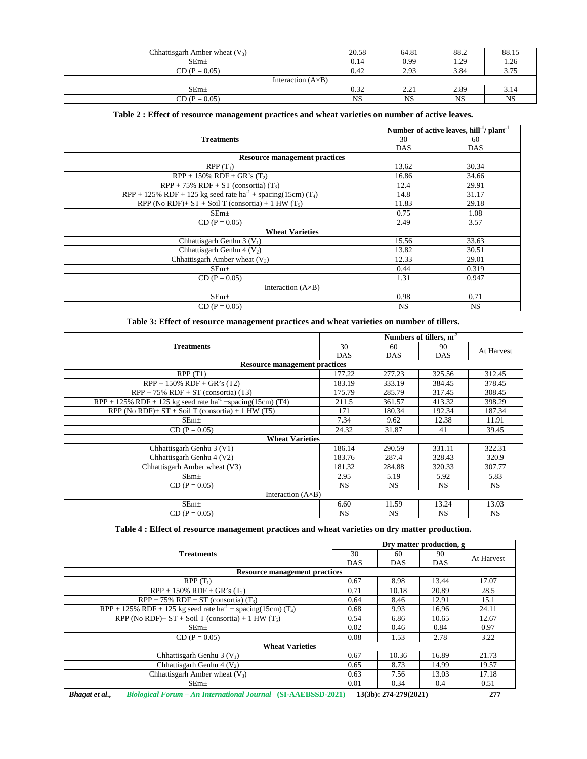| Chhattisgarh Amber wheat ($V_3$) | 20.58 | 64.81 | 88.2 | 88.15 |
|---|---|---|---|---|
| SEm± | 0.14 | 0.99 | 1.29 | 1.26 |
| CD (P = 0.05) | 0.42 | 2.93 | 3.84 | 3.75 |
| Interaction (A×B) | | | | |
| SEm± | 0.32 | 2.21 | 2.89 | 3.14 |
| CD (P = 0.05) | NS | NS | NS | NS |

**Table 2 : Effect of resource management practices and wheat varieties on number of active leaves.**

| Treatments | Number of active leaves, hill$^{-1}$/ plant$^{-1}$ | |
|---|---|---|
| | 30 DAS | 60 DAS |
| **Resource management practices** | | |
| RPP ($T_1$) | 13.62 | 30.34 |
| RPP + 150% RDF + GR's ($T_2$) | 16.86 | 34.66 |
| RPP + 75% RDF + ST (consortia) ($T_3$) | 12.4 | 29.91 |
| RPP + 125% RDF + 125 kg seed rate ha$^{-1}$ + spacing(15cm) ($T_4$) | 14.8 | 31.17 |
| RPP (No RDF)+ ST + Soil T (consortia) + 1 HW ($T_5$) | 11.83 | 29.18 |
| SEm± | 0.75 | 1.08 |
| CD (P = 0.05) | 2.49 | 3.57 |
| **Wheat Varieties** | | |
| Chhattisgarh Genhu 3 ($V_1$) | 15.56 | 33.63 |
| Chhattisgarh Genhu 4 ($V_2$) | 13.82 | 30.51 |
| Chhattisgarh Amber wheat ($V_3$) | 12.33 | 29.01 |
| SEm± | 0.44 | 0.319 |
| CD (P = 0.05) | 1.31 | 0.947 |
| Interaction (A×B) | | |
| SEm± | 0.98 | 0.71 |
| CD (P = 0.05) | NS | NS |

**Table 3: Effect of resource management practices and wheat varieties on number of tillers.**

| Treatments | Numbers of tillers, m$^{-2}$ | | | |
|---|---|---|---|---|
| | 30 DAS | 60 DAS | 90 DAS | At Harvest |
| **Resource management practices** | | | | |
| RPP (T1) | 177.22 | 277.23 | 325.56 | 312.45 |
| RPP + 150% RDF + GR's (T2) | 183.19 | 333.19 | 384.45 | 378.45 |
| RPP + 75% RDF + ST (consortia) (T3) | 175.79 | 285.79 | 317.45 | 308.45 |
| RPP + 125% RDF + 125 kg seed rate ha$^{-1}$ +spacing(15cm) (T4) | 211.5 | 361.57 | 413.32 | 398.29 |
| RPP (No RDF)+ ST + Soil T (consortia) + 1 HW (T5) | 171 | 180.34 | 192.34 | 187.34 |
| SEm± | 7.34 | 9.62 | 12.38 | 11.91 |
| CD (P = 0.05) | 24.32 | 31.87 | 41 | 39.45 |
| **Wheat Varieties** | | | | |
| Chhattisgarh Genhu 3 (V1) | 186.14 | 290.59 | 331.11 | 322.31 |
| Chhattisgarh Genhu 4 (V2) | 183.76 | 287.4 | 328.43 | 320.9 |
| Chhattisgarh Amber wheat (V3) | 181.32 | 284.88 | 320.33 | 307.77 |
| SEm± | 2.95 | 5.19 | 5.92 | 5.83 |
| CD (P = 0.05) | NS | NS | NS | NS |
| Interaction (A×B) | | | | |
| SEm± | 6.60 | 11.59 | 13.24 | 13.03 |
| CD (P = 0.05) | NS | NS | NS | NS |

**Table 4 : Effect of resource management practices and wheat varieties on dry matter production.**

| Treatments | Dry matter production, g | | | |
|---|---|---|---|---|
| | 30 DAS | 60 DAS | 90 DAS | At Harvest |
| **Resource management practices** | | | | |
| RPP ($T_1$) | 0.67 | 8.98 | 13.44 | 17.07 |
| RPP + 150% RDF + GR's ($T_2$) | 0.71 | 10.18 | 20.89 | 28.5 |
| RPP + 75% RDF + ST (consortia) ($T_3$) | 0.64 | 8.46 | 12.91 | 15.1 |
| RPP + 125% RDF + 125 kg seed rate ha$^{-1}$ + spacing(15cm) ($T_4$) | 0.68 | 9.93 | 16.96 | 24.11 |
| RPP (No RDF)+ ST + Soil T (consortia) + 1 HW ($T_5$) | 0.54 | 6.86 | 10.65 | 12.67 |
| SEm± | 0.02 | 0.46 | 0.84 | 0.97 |
| CD (P = 0.05) | 0.08 | 1.53 | 2.78 | 3.22 |
| **Wheat Varieties** | | | | |
| Chhattisgarh Genhu 3 ($V_1$) | 0.67 | 10.36 | 16.89 | 21.73 |
| Chhattisgarh Genhu 4 ($V_2$) | 0.65 | 8.73 | 14.99 | 19.57 |
| Chhattisgarh Amber wheat ($V_3$) | 0.63 | 7.56 | 13.03 | 17.18 |
| SEm± | 0.01 | 0.34 | 0.4 | 0.51 |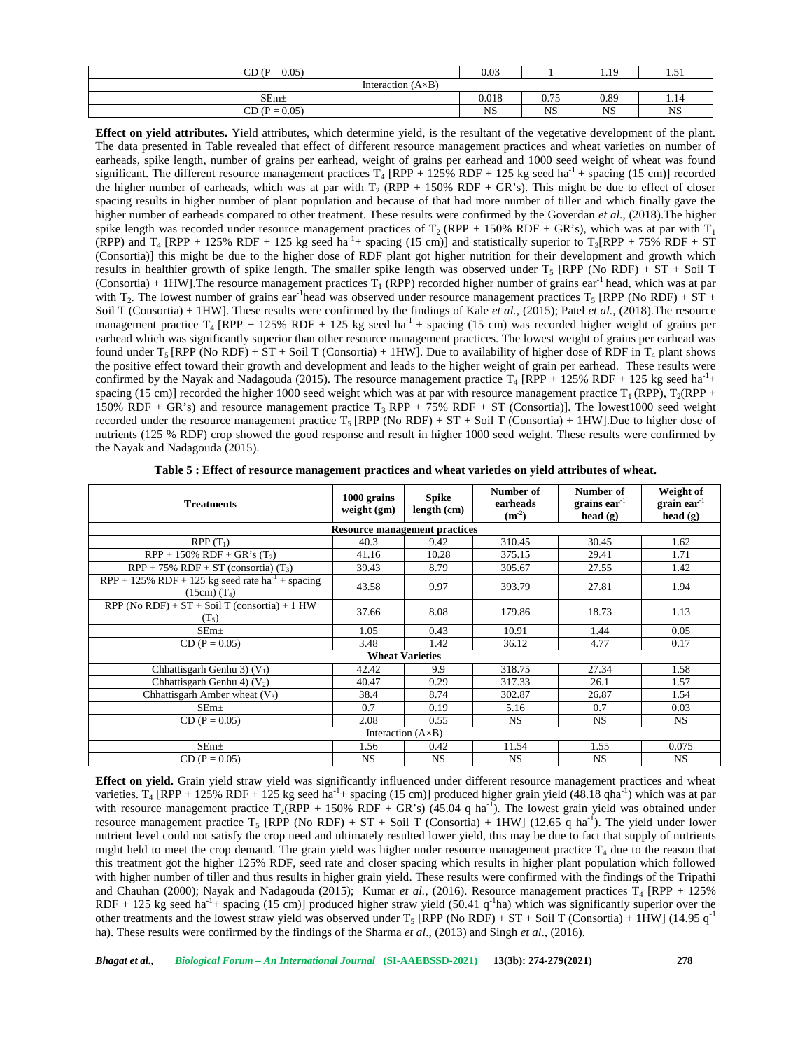| CD (P = 0.05) | 0.03 | 1 | 1.19 | 1.51 |
|---|---|---|---|---|
| Interaction (A×B) | | | | |
| SEm± | 0.018 | 0.75 | 0.89 | 1.14 |
| CD (P = 0.05) | NS | NS | NS | NS |

**Effect on yield attributes.** Yield attributes, which determine yield, is the resultant of the vegetative development of the plant. The data presented in Table revealed that effect of different resource management practices and wheat varieties on number of earheads, spike length, number of grains per earhead, weight of grains per earhead and 1000 seed weight of wheat was found significant. The different resource management practices $T_4$ [RPP + 125% RDF + 125 kg seed ha$^{-1}$ + spacing (15 cm)] recorded the higher number of earheads, which was at par with $T_2$ (RPP + 150% RDF + GR's). This might be due to effect of closer spacing results in higher number of plant population and because of that had more number of tiller and which finally gave the higher number of earheads compared to other treatment. These results were confirmed by the Goverdan *et al.,* (2018).The higher spike length was recorded under resource management practices of $T_2$ (RPP + 150% RDF + GR's), which was at par with $T_1$ (RPP) and $T_4$ [RPP + 125% RDF + 125 kg seed ha$^{-1}$+ spacing (15 cm)] and statistically superior to $T_3$[RPP + 75% RDF + ST (Consortia)] this might be due to the higher dose of RDF plant got higher nutrition for their development and growth which results in healthier growth of spike length. The smaller spike length was observed under $T_5$ [RPP (No RDF) + ST + Soil T (Consortia) + 1HW].The resource management practices $T_1$ (RPP) recorded higher number of grains ear$^{-1}$ head, which was at par with $T_2$. The lowest number of grains ear$^{-1}$head was observed under resource management practices $T_5$ [RPP (No RDF) + ST + Soil T (Consortia) + 1HW]. These results were confirmed by the findings of Kale *et al.,* (2015); Patel *et al.,* (2018).The resource management practice $T_4$ [RPP + 125% RDF + 125 kg seed ha$^{-1}$ + spacing (15 cm) was recorded higher weight of grains per earhead which was significantly superior than other resource management practices. The lowest weight of grains per earhead was found under $T_5$ [RPP (No RDF) + ST + Soil T (Consortia) + 1HW]. Due to availability of higher dose of RDF in $T_4$ plant shows the positive effect toward their growth and development and leads to the higher weight of grain per earhead. These results were confirmed by the Nayak and Nadagouda (2015). The resource management practice $T_4$ [RPP + 125% RDF + 125 kg seed ha$^{-1}$+ spacing (15 cm)] recorded the higher 1000 seed weight which was at par with resource management practice $T_1$ (RPP), $T_2$(RPP + 150% RDF + GR's) and resource management practice $T_3$ RPP + 75% RDF + ST (Consortia)]. The lowest1000 seed weight recorded under the resource management practice $T_5$ [RPP (No RDF) + ST + Soil T (Consortia) + 1HW].Due to higher dose of nutrients (125 % RDF) crop showed the good response and result in higher 1000 seed weight. These results were confirmed by the Nayak and Nadagouda (2015).

**Table 5 : Effect of resource management practices and wheat varieties on yield attributes of wheat.**

| Treatments | 1000 grains weight (gm) | Spike length (cm) | Number of earheads ($m^{-2}$) | Number of grains ear$^{-1}$ head (g) | Weight of grain ear$^{-1}$ head (g) |
|---|---|---|---|---|---|
| **Resource management practices** | | | | | |
| RPP ($T_1$) | 40.3 | 9.42 | 310.45 | 30.45 | 1.62 |
| RPP + 150% RDF + GR's ($T_2$) | 41.16 | 10.28 | 375.15 | 29.41 | 1.71 |
| RPP + 75% RDF + ST (consortia) ($T_3$) | 39.43 | 8.79 | 305.67 | 27.55 | 1.42 |
| RPP + 125% RDF + 125 kg seed rate ha$^{-1}$ + spacing (15cm) ($T_4$) | 43.58 | 9.97 | 393.79 | 27.81 | 1.94 |
| RPP (No RDF) + ST + Soil T (consortia) + 1 HW ($T_5$) | 37.66 | 8.08 | 179.86 | 18.73 | 1.13 |
| SEm± | 1.05 | 0.43 | 10.91 | 1.44 | 0.05 |
| CD (P = 0.05) | 3.48 | 1.42 | 36.12 | 4.77 | 0.17 |
| **Wheat Varieties** | | | | | |
| Chhattisgarh Genhu 3) ($V_1$) | 42.42 | 9.9 | 318.75 | 27.34 | 1.58 |
| Chhattisgarh Genhu 4) ($V_2$) | 40.47 | 9.29 | 317.33 | 26.1 | 1.57 |
| Chhattisgarh Amber wheat ($V_3$) | 38.4 | 8.74 | 302.87 | 26.87 | 1.54 |
| SEm± | 0.7 | 0.19 | 5.16 | 0.7 | 0.03 |
| CD (P = 0.05) | 2.08 | 0.55 | NS | NS | NS |
| Interaction (A×B) | | | | | |
| SEm± | 1.56 | 0.42 | 11.54 | 1.55 | 0.075 |
| CD (P = 0.05) | NS | NS | NS | NS | NS |

**Effect on yield.** Grain yield straw yield was significantly influenced under different resource management practices and wheat varieties. $T_4$ [RPP + 125% RDF + 125 kg seed ha$^{-1}$+ spacing (15 cm)] produced higher grain yield (48.18 qha$^{-1}$) which was at par with resource management practice $T_2$(RPP + 150% RDF + GR's) (45.04 q ha$^{-1}$). The lowest grain yield was obtained under resource management practice $T_5$ [RPP (No RDF) + ST + Soil T (Consortia) + 1HW] (12.65 q ha$^{-1}$). The yield under lower nutrient level could not satisfy the crop need and ultimately resulted lower yield, this may be due to fact that supply of nutrients might held to meet the crop demand. The grain yield was higher under resource management practice $T_4$ due to the reason that this treatment got the higher 125% RDF, seed rate and closer spacing which results in higher plant population which followed with higher number of tiller and thus results in higher grain yield. These results were confirmed with the findings of the Tripathi and Chauhan (2000); Nayak and Nadagouda (2015); Kumar *et al.*, (2016). Resource management practices $T_4$ [RPP + 125% RDF + 125 kg seed ha$^{-1}$+ spacing (15 cm)] produced higher straw yield (50.41 q$^{-1}$ha) which was significantly superior over the other treatments and the lowest straw yield was observed under $T_5$ [RPP (No RDF) + ST + Soil T (Consortia) + 1HW] (14.95 q$^{-1}$ ha). These results were confirmed by the findings of the Sharma *et al*., (2013) and Singh *et al*., (2016).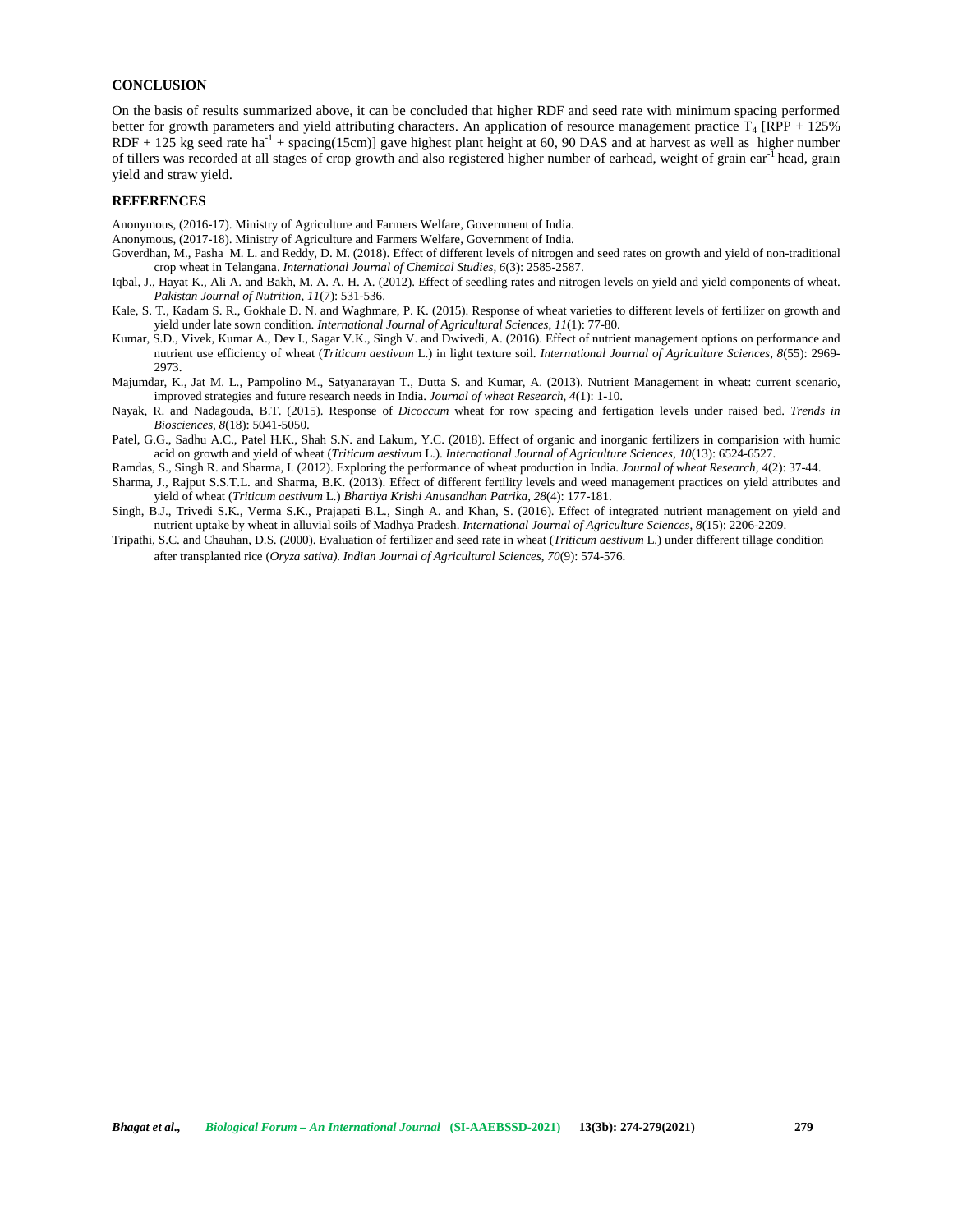## CONCLUSION

On the basis of results summarized above, it can be concluded that higher RDF and seed rate with minimum spacing performed better for growth parameters and yield attributing characters. An application of resource management practice $T_4$ [RPP + 125% RDF + 125 kg seed rate $ha^{-1}$ + spacing(15cm)] gave highest plant height at 60, 90 DAS and at harvest as well as higher number of tillers was recorded at all stages of crop growth and also registered higher number of earhead, weight of grain $ear^{-1}$ head, grain yield and straw yield.

## REFERENCES

Anonymous, (2016-17). Ministry of Agriculture and Farmers Welfare, Government of India.

Anonymous, (2017-18). Ministry of Agriculture and Farmers Welfare, Government of India.

Goverdhan, M., Pasha M. L. and Reddy, D. M. (2018). Effect of different levels of nitrogen and seed rates on growth and yield of non-traditional crop wheat in Telangana. *International Journal of Chemical Studies, 6*(3): 2585-2587.

Iqbal, J., Hayat K., Ali A. and Bakh, M. A. A. H. A. (2012). Effect of seedling rates and nitrogen levels on yield and yield components of wheat. *Pakistan Journal of Nutrition, 11*(7): 531-536.

Kale, S. T., Kadam S. R., Gokhale D. N. and Waghmare, P. K. (2015). Response of wheat varieties to different levels of fertilizer on growth and yield under late sown condition. *International Journal of Agricultural Sciences, 11*(1): 77-80.

Kumar, S.D., Vivek, Kumar A., Dev I., Sagar V.K., Singh V. and Dwivedi, A. (2016). Effect of nutrient management options on performance and nutrient use efficiency of wheat (*Triticum aestivum* L.) in light texture soil. *International Journal of Agriculture Sciences, 8*(55): 2969-2973.

Majumdar, K., Jat M. L., Pampolino M., Satyanarayan T., Dutta S. and Kumar, A. (2013). Nutrient Management in wheat: current scenario, improved strategies and future research needs in India. *Journal of wheat Research, 4*(1): 1-10.

Nayak, R. and Nadagouda, B.T. (2015). Response of *Dicoccum* wheat for row spacing and fertigation levels under raised bed. *Trends in Biosciences, 8*(18): 5041-5050.

Patel, G.G., Sadhu A.C., Patel H.K., Shah S.N. and Lakum, Y.C. (2018). Effect of organic and inorganic fertilizers in comparision with humic acid on growth and yield of wheat (*Triticum aestivum* L.). *International Journal of Agriculture Sciences, 10*(13): 6524-6527.

Ramdas, S., Singh R. and Sharma, I. (2012). Exploring the performance of wheat production in India. *Journal of wheat Research, 4*(2): 37-44.

Sharma, J., Rajput S.S.T.L. and Sharma, B.K. (2013). Effect of different fertility levels and weed management practices on yield attributes and yield of wheat (*Triticum aestivum* L.) *Bhartiya Krishi Anusandhan Patrika, 28*(4): 177-181.

Singh, B.J., Trivedi S.K., Verma S.K., Prajapati B.L., Singh A. and Khan, S. (2016). Effect of integrated nutrient management on yield and nutrient uptake by wheat in alluvial soils of Madhya Pradesh. *International Journal of Agriculture Sciences, 8*(15): 2206-2209.

Tripathi, S.C. and Chauhan, D.S. (2000). Evaluation of fertilizer and seed rate in wheat (*Triticum aestivum* L.) under different tillage condition after transplanted rice (*Oryza sativa). Indian Journal of Agricultural Sciences, 70*(9): 574-576.